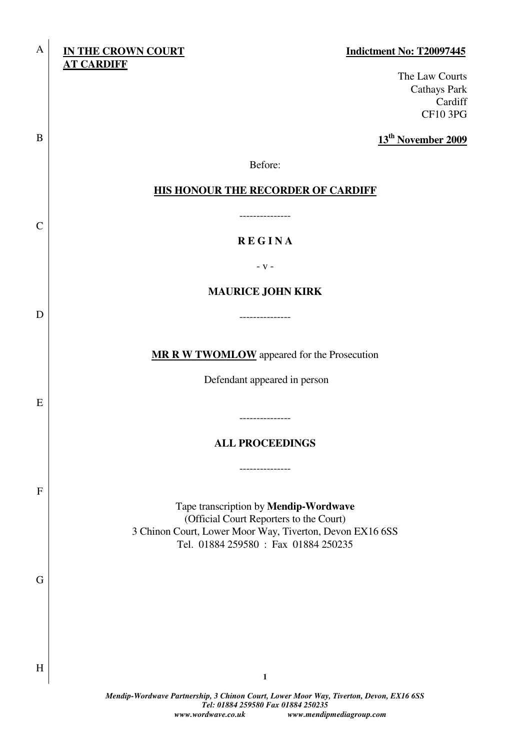**IN THE CROWN COURT AT CARDIFF**

**Indictment No: T20097445**

The Law Courts
Cathays Park
Cardiff
CF10 3PG

**13th November 2009**

Before:

**HIS HONOUR THE RECORDER OF CARDIFF**

---------------

**R E G I N A**

- v -

**MAURICE JOHN KIRK**

---------------

**MR R W TWOMLOW** appeared for the Prosecution

Defendant appeared in person

---------------

**ALL PROCEEDINGS**

---------------

Tape transcription by **Mendip-Wordwave**
(Official Court Reporters to the Court)
3 Chinon Court, Lower Moor Way, Tiverton, Devon EX16 6SS
Tel. 01884 259580 : Fax 01884 250235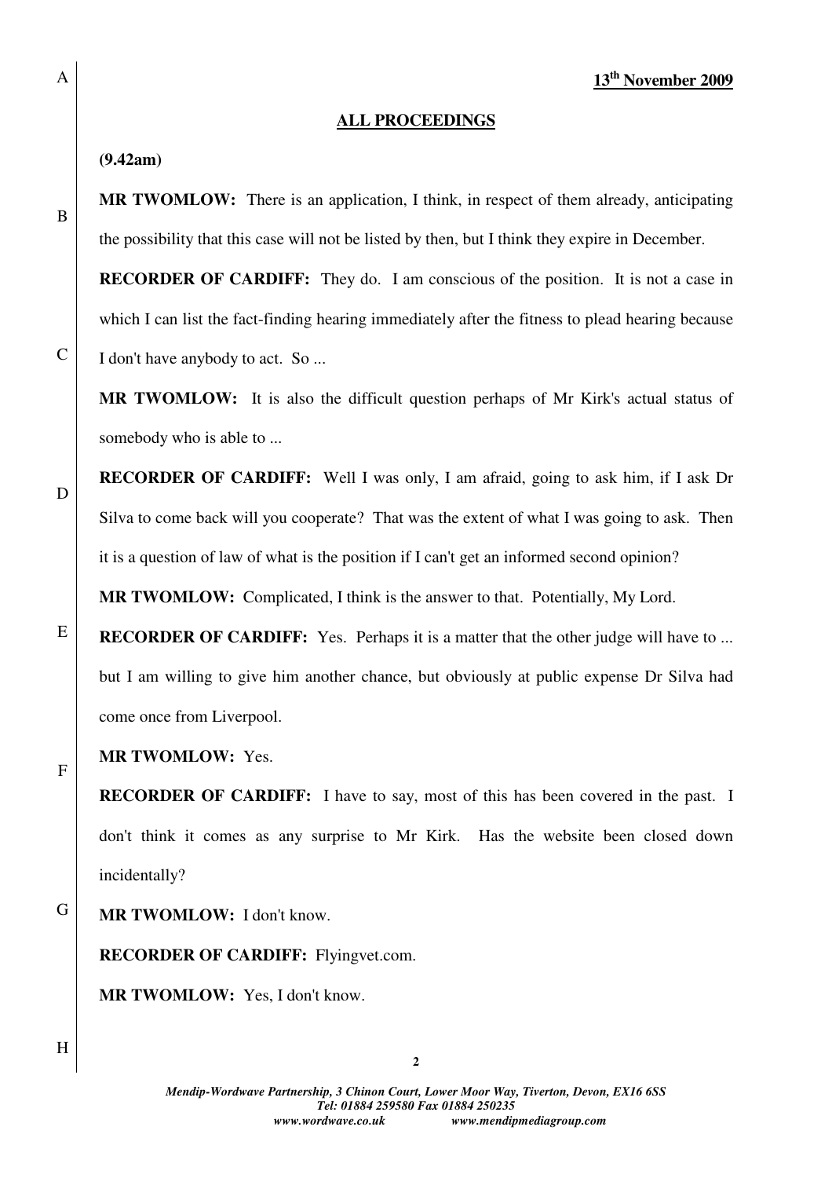**13th November 2009**

**ALL PROCEEDINGS**

**(9.42am)**

**MR TWOMLOW:** There is an application, I think, in respect of them already, anticipating the possibility that this case will not be listed by then, but I think they expire in December.

**RECORDER OF CARDIFF:** They do. I am conscious of the position. It is not a case in which I can list the fact-finding hearing immediately after the fitness to plead hearing because I don't have anybody to act. So ...

**MR TWOMLOW:** It is also the difficult question perhaps of Mr Kirk's actual status of somebody who is able to ...

**RECORDER OF CARDIFF:** Well I was only, I am afraid, going to ask him, if I ask Dr Silva to come back will you cooperate? That was the extent of what I was going to ask. Then it is a question of law of what is the position if I can't get an informed second opinion?

**MR TWOMLOW:** Complicated, I think is the answer to that. Potentially, My Lord.

**RECORDER OF CARDIFF:** Yes. Perhaps it is a matter that the other judge will have to ... but I am willing to give him another chance, but obviously at public expense Dr Silva had come once from Liverpool.

**MR TWOMLOW:** Yes.

**RECORDER OF CARDIFF:** I have to say, most of this has been covered in the past. I don't think it comes as any surprise to Mr Kirk. Has the website been closed down incidentally?

**MR TWOMLOW:** I don't know.

**RECORDER OF CARDIFF:** Flyingvet.com.

**MR TWOMLOW:** Yes, I don't know.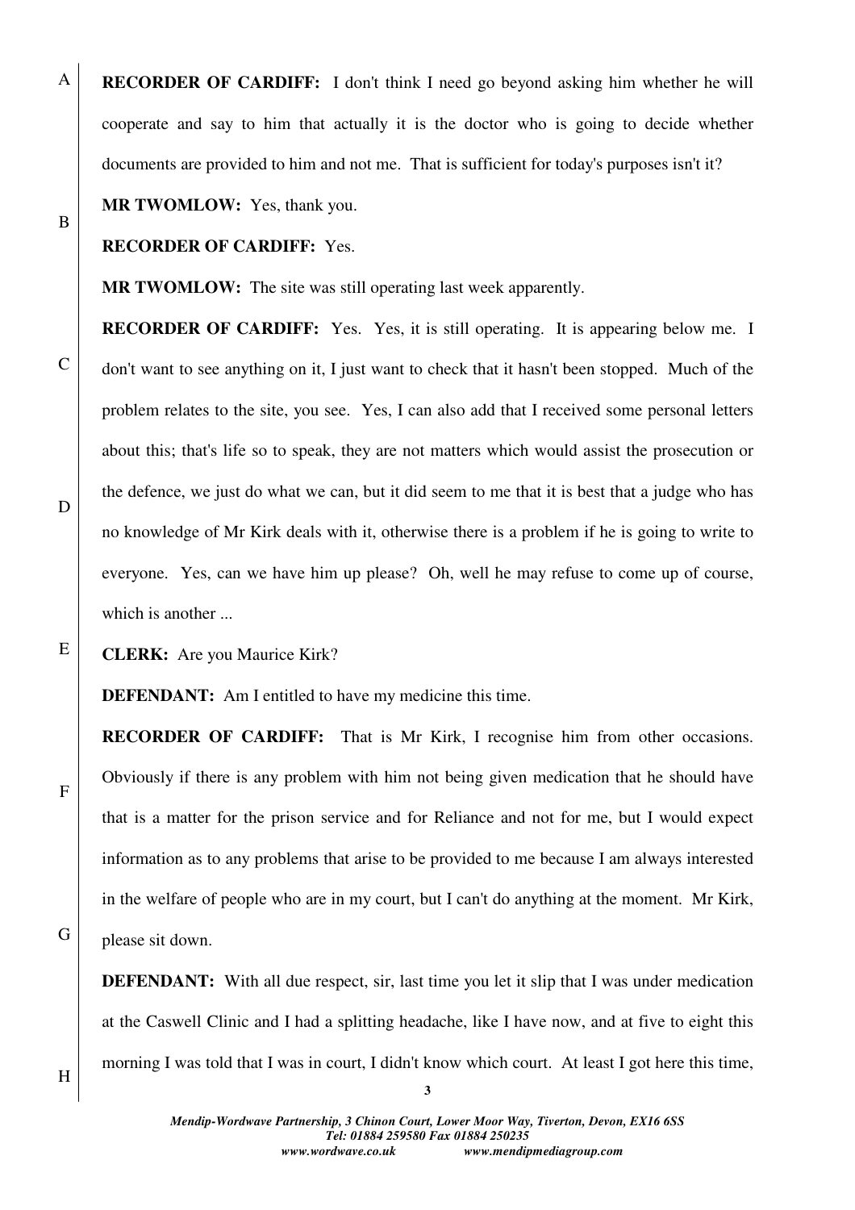**RECORDER OF CARDIFF:** I don't think I need go beyond asking him whether he will cooperate and say to him that actually it is the doctor who is going to decide whether documents are provided to him and not me. That is sufficient for today's purposes isn't it?

**MR TWOMLOW:** Yes, thank you.

**RECORDER OF CARDIFF:** Yes.

**MR TWOMLOW:** The site was still operating last week apparently.

**RECORDER OF CARDIFF:** Yes. Yes, it is still operating. It is appearing below me. I don't want to see anything on it, I just want to check that it hasn't been stopped. Much of the problem relates to the site, you see. Yes, I can also add that I received some personal letters about this; that's life so to speak, they are not matters which would assist the prosecution or the defence, we just do what we can, but it did seem to me that it is best that a judge who has no knowledge of Mr Kirk deals with it, otherwise there is a problem if he is going to write to everyone. Yes, can we have him up please? Oh, well he may refuse to come up of course, which is another ...

**CLERK:** Are you Maurice Kirk?

**DEFENDANT:** Am I entitled to have my medicine this time.

**RECORDER OF CARDIFF:** That is Mr Kirk, I recognise him from other occasions. Obviously if there is any problem with him not being given medication that he should have that is a matter for the prison service and for Reliance and not for me, but I would expect information as to any problems that arise to be provided to me because I am always interested in the welfare of people who are in my court, but I can't do anything at the moment. Mr Kirk, please sit down.

**DEFENDANT:** With all due respect, sir, last time you let it slip that I was under medication at the Caswell Clinic and I had a splitting headache, like I have now, and at five to eight this morning I was told that I was in court, I didn't know which court. At least I got here this time,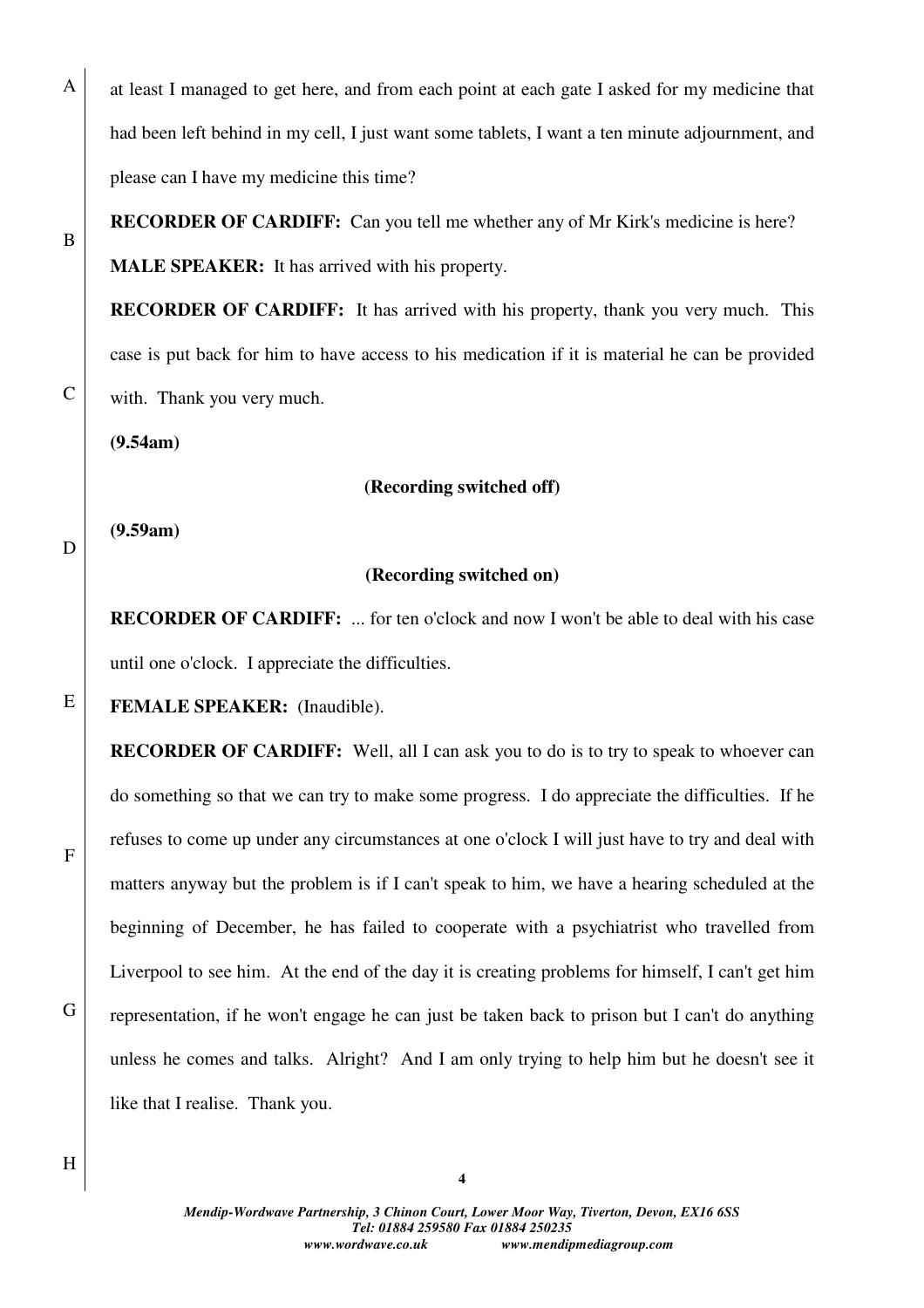at least I managed to get here, and from each point at each gate I asked for my medicine that had been left behind in my cell, I just want some tablets, I want a ten minute adjournment, and please can I have my medicine this time?

**RECORDER OF CARDIFF:** Can you tell me whether any of Mr Kirk's medicine is here?

**MALE SPEAKER:** It has arrived with his property.

**RECORDER OF CARDIFF:** It has arrived with his property, thank you very much. This case is put back for him to have access to his medication if it is material he can be provided with. Thank you very much.

**(9.54am)**

**(Recording switched off)**

**(9.59am)**

**(Recording switched on)**

**RECORDER OF CARDIFF:** ... for ten o'clock and now I won't be able to deal with his case until one o'clock. I appreciate the difficulties.

**FEMALE SPEAKER:** (Inaudible).

**RECORDER OF CARDIFF:** Well, all I can ask you to do is to try to speak to whoever can do something so that we can try to make some progress. I do appreciate the difficulties. If he refuses to come up under any circumstances at one o'clock I will just have to try and deal with matters anyway but the problem is if I can't speak to him, we have a hearing scheduled at the beginning of December, he has failed to cooperate with a psychiatrist who travelled from Liverpool to see him. At the end of the day it is creating problems for himself, I can't get him representation, if he won't engage he can just be taken back to prison but I can't do anything unless he comes and talks. Alright? And I am only trying to help him but he doesn't see it like that I realise. Thank you.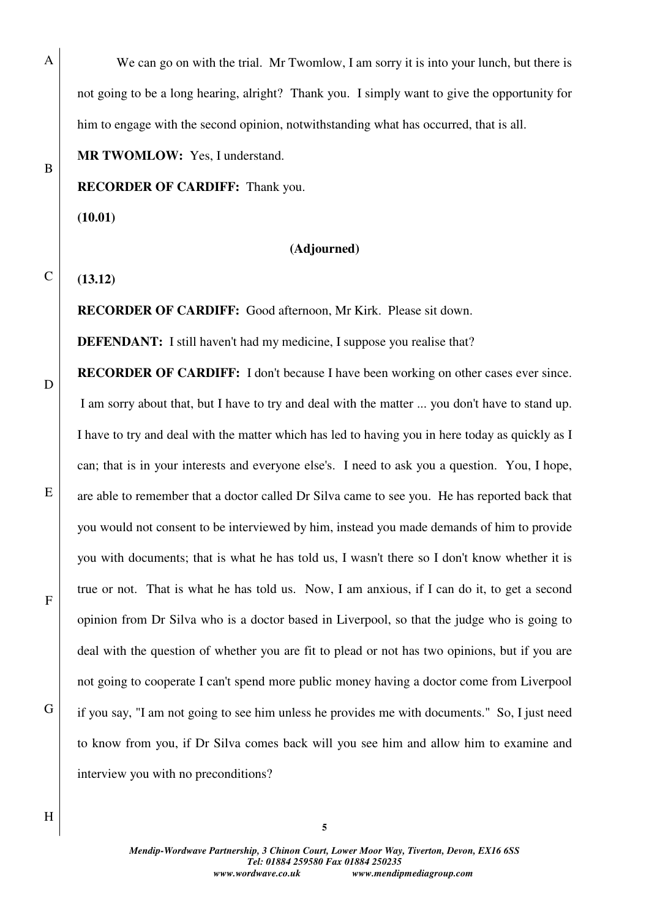We can go on with the trial. Mr Twomlow, I am sorry it is into your lunch, but there is not going to be a long hearing, alright? Thank you. I simply want to give the opportunity for him to engage with the second opinion, notwithstanding what has occurred, that is all.

**MR TWOMLOW:** Yes, I understand.

**RECORDER OF CARDIFF:** Thank you.

**(10.01)**

**(Adjourned)**

**(13.12)**

**RECORDER OF CARDIFF:** Good afternoon, Mr Kirk. Please sit down.

**DEFENDANT:** I still haven't had my medicine, I suppose you realise that?

**RECORDER OF CARDIFF:** I don't because I have been working on other cases ever since. I am sorry about that, but I have to try and deal with the matter ... you don't have to stand up. I have to try and deal with the matter which has led to having you in here today as quickly as I can; that is in your interests and everyone else's. I need to ask you a question. You, I hope, are able to remember that a doctor called Dr Silva came to see you. He has reported back that you would not consent to be interviewed by him, instead you made demands of him to provide you with documents; that is what he has told us, I wasn't there so I don't know whether it is true or not. That is what he has told us. Now, I am anxious, if I can do it, to get a second opinion from Dr Silva who is a doctor based in Liverpool, so that the judge who is going to deal with the question of whether you are fit to plead or not has two opinions, but if you are not going to cooperate I can't spend more public money having a doctor come from Liverpool if you say, "I am not going to see him unless he provides me with documents." So, I just need to know from you, if Dr Silva comes back will you see him and allow him to examine and interview you with no preconditions?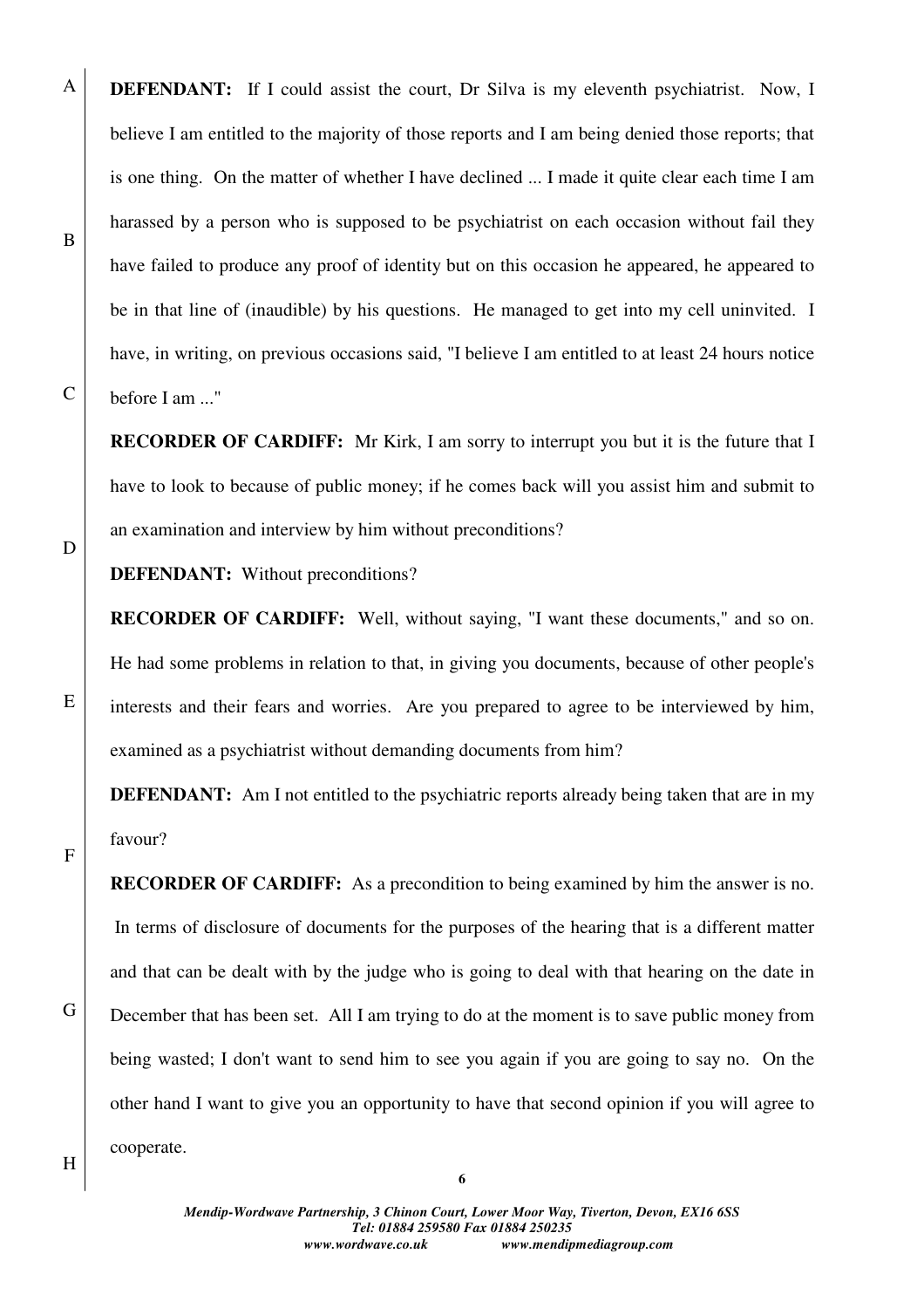**DEFENDANT:** If I could assist the court, Dr Silva is my eleventh psychiatrist. Now, I believe I am entitled to the majority of those reports and I am being denied those reports; that is one thing. On the matter of whether I have declined ... I made it quite clear each time I am harassed by a person who is supposed to be psychiatrist on each occasion without fail they have failed to produce any proof of identity but on this occasion he appeared, he appeared to be in that line of (inaudible) by his questions. He managed to get into my cell uninvited. I have, in writing, on previous occasions said, "I believe I am entitled to at least 24 hours notice before I am ..."

**RECORDER OF CARDIFF:** Mr Kirk, I am sorry to interrupt you but it is the future that I have to look to because of public money; if he comes back will you assist him and submit to an examination and interview by him without preconditions?

**DEFENDANT:** Without preconditions?

**RECORDER OF CARDIFF:** Well, without saying, "I want these documents," and so on. He had some problems in relation to that, in giving you documents, because of other people's interests and their fears and worries. Are you prepared to agree to be interviewed by him, examined as a psychiatrist without demanding documents from him?

**DEFENDANT:** Am I not entitled to the psychiatric reports already being taken that are in my favour?

**RECORDER OF CARDIFF:** As a precondition to being examined by him the answer is no. In terms of disclosure of documents for the purposes of the hearing that is a different matter and that can be dealt with by the judge who is going to deal with that hearing on the date in December that has been set. All I am trying to do at the moment is to save public money from being wasted; I don't want to send him to see you again if you are going to say no. On the other hand I want to give you an opportunity to have that second opinion if you will agree to cooperate.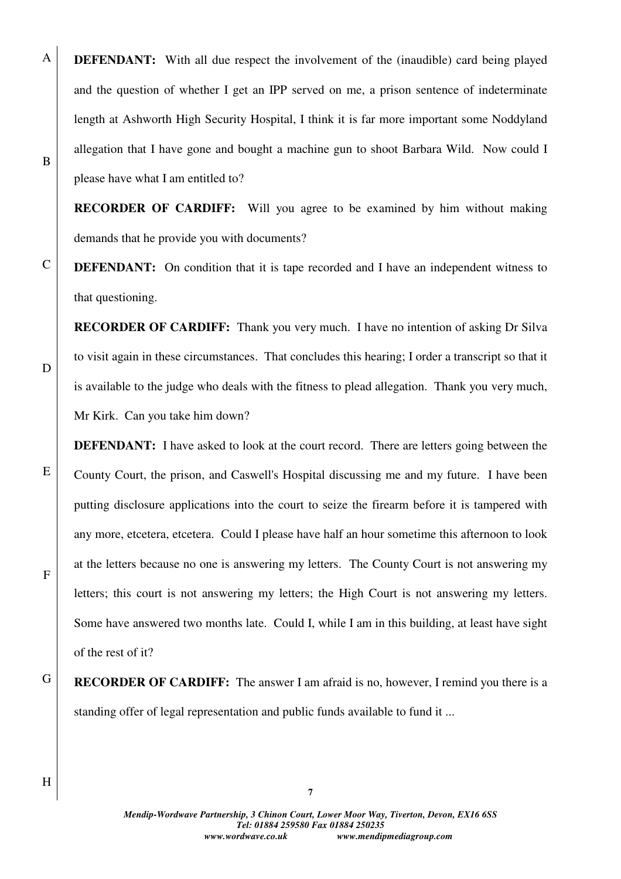**DEFENDANT:** With all due respect the involvement of the (inaudible) card being played and the question of whether I get an IPP served on me, a prison sentence of indeterminate length at Ashworth High Security Hospital, I think it is far more important some Noddyland allegation that I have gone and bought a machine gun to shoot Barbara Wild. Now could I please have what I am entitled to?

**RECORDER OF CARDIFF:** Will you agree to be examined by him without making demands that he provide you with documents?

**DEFENDANT:** On condition that it is tape recorded and I have an independent witness to that questioning.

**RECORDER OF CARDIFF:** Thank you very much. I have no intention of asking Dr Silva to visit again in these circumstances. That concludes this hearing; I order a transcript so that it is available to the judge who deals with the fitness to plead allegation. Thank you very much, Mr Kirk. Can you take him down?

**DEFENDANT:** I have asked to look at the court record. There are letters going between the County Court, the prison, and Caswell's Hospital discussing me and my future. I have been putting disclosure applications into the court to seize the firearm before it is tampered with any more, etcetera, etcetera. Could I please have half an hour sometime this afternoon to look at the letters because no one is answering my letters. The County Court is not answering my letters; this court is not answering my letters; the High Court is not answering my letters. Some have answered two months late. Could I, while I am in this building, at least have sight of the rest of it?

**RECORDER OF CARDIFF:** The answer I am afraid is no, however, I remind you there is a standing offer of legal representation and public funds available to fund it ...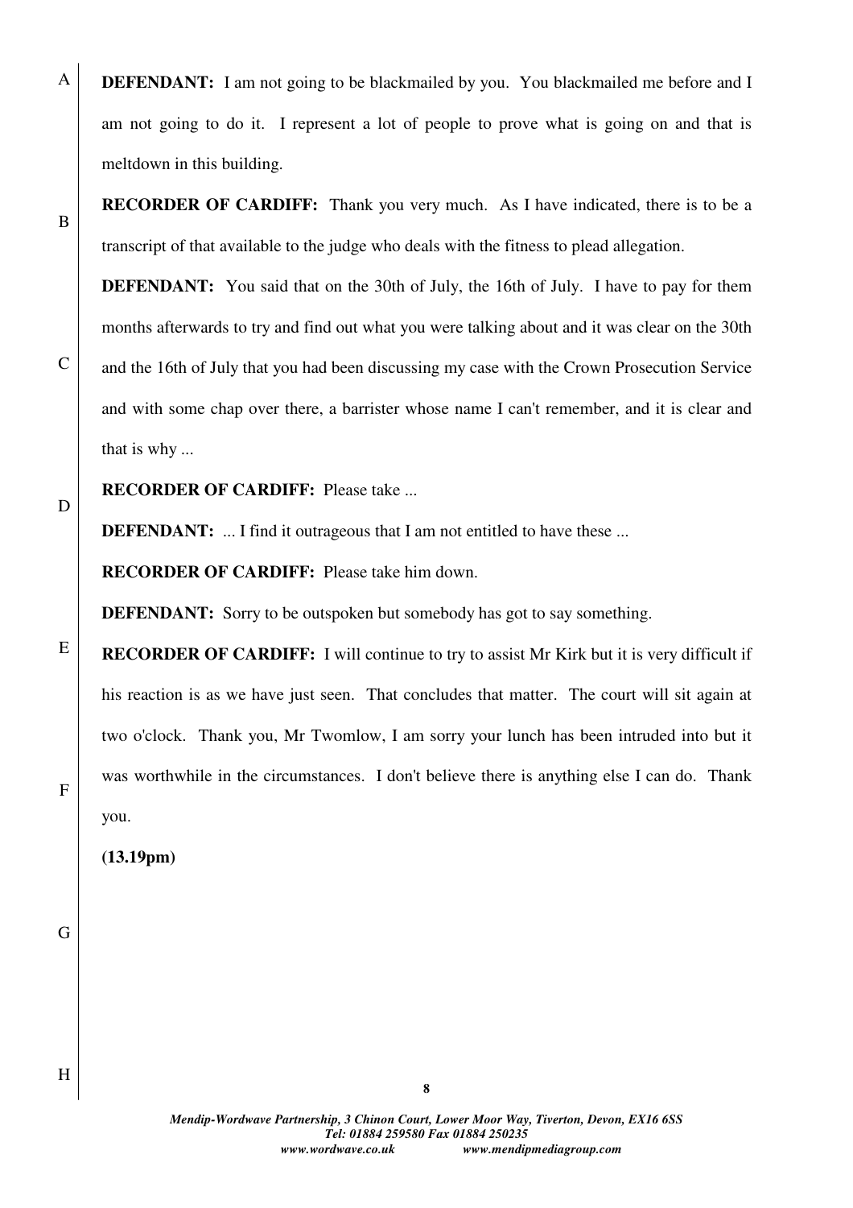**DEFENDANT:** I am not going to be blackmailed by you. You blackmailed me before and I am not going to do it. I represent a lot of people to prove what is going on and that is meltdown in this building.

**RECORDER OF CARDIFF:** Thank you very much. As I have indicated, there is to be a transcript of that available to the judge who deals with the fitness to plead allegation.

**DEFENDANT:** You said that on the 30th of July, the 16th of July. I have to pay for them months afterwards to try and find out what you were talking about and it was clear on the 30th and the 16th of July that you had been discussing my case with the Crown Prosecution Service and with some chap over there, a barrister whose name I can't remember, and it is clear and that is why ...

**RECORDER OF CARDIFF:** Please take ...

**DEFENDANT:** ... I find it outrageous that I am not entitled to have these ...

**RECORDER OF CARDIFF:** Please take him down.

**DEFENDANT:** Sorry to be outspoken but somebody has got to say something.

**RECORDER OF CARDIFF:** I will continue to try to assist Mr Kirk but it is very difficult if his reaction is as we have just seen. That concludes that matter. The court will sit again at two o'clock. Thank you, Mr Twomlow, I am sorry your lunch has been intruded into but it was worthwhile in the circumstances. I don't believe there is anything else I can do. Thank you.

**(13.19pm)**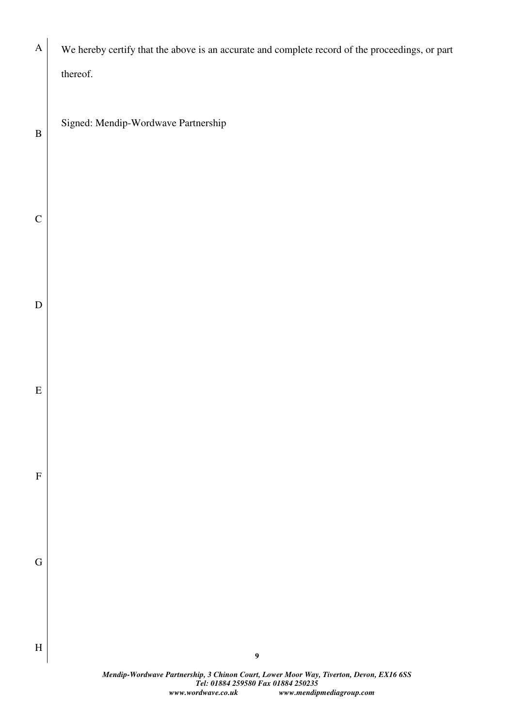We hereby certify that the above is an accurate and complete record of the proceedings, or part thereof.

Signed: Mendip-Wordwave Partnership